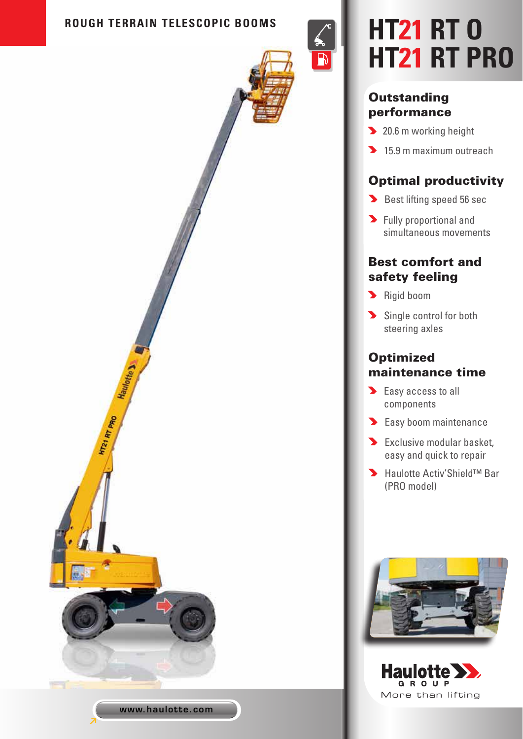ROUGH TERRAIN TELESCOPIC BOOMS

# HT21 RT O
# HT21 RT PRO

## Outstanding performance

- 20.6 m working height
- 15.9 m maximum outreach

## Optimal productivity

- Best lifting speed 56 sec
- Fully proportional and simultaneous movements

## Best comfort and safety feeling

- Rigid boom
- Single control for both steering axles

## Optimized maintenance time

- Easy access to all components
- Easy boom maintenance
- Exclusive modular basket, easy and quick to repair
- Haulotte Activ'Shield™ Bar (PRO model)

Haulotte GROUP

More than lifting

www.haulotte.com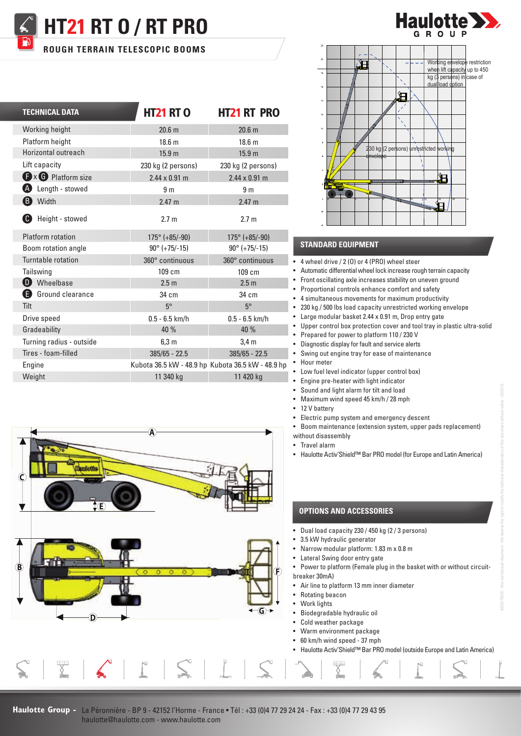# HT21 RT O / RT PRO

ROUGH TERRAIN TELESCOPIC BOOMS

| TECHNICAL DATA | HT21 RT O | HT21 RT PRO |
|---|---|---|
| Working height | 20.6 m | 20.6 m |
| Platform height | 18.6 m | 18.6 m |
| Horizontal outreach | 15.9 m | 15.9 m |
| Lift capacity | 230 kg (2 persons) | 230 kg (2 persons) |
| F x G Platform size | 2.44 x 0.91 m | 2.44 x 0.91 m |
| A Length - stowed | 9 m | 9 m |
| B Width | 2.47 m | 2.47 m |
| C Height - stowed | 2.7 m | 2.7 m |
| Platform rotation | 175° (+85/-90) | 175° (+85/-90) |
| Boom rotation angle | 90° (+75/-15) | 90° (+75/-15) |
| Turntable rotation | 360° continuous | 360° continuous |
| Tailswing | 109 cm | 109 cm |
| D Wheelbase | 2.5 m | 2.5 m |
| E Ground clearance | 34 cm | 34 cm |
| Tilt | 5° | 5° |
| Drive speed | 0.5 - 6.5 km/h | 0.5 - 6.5 km/h |
| Gradeability | 40 % | 40 % |
| Turning radius - outside | 6,3 m | 3,4 m |
| Tires - foam-filled | 385/65 - 22.5 | 385/65 - 22.5 |
| Engine | Kubota 36.5 kW - 48.9 hp | Kubota 36.5 kW - 48.9 hp |
| Weight | 11 340 kg | 11 420 kg |

Working envelope restriction when lift capacity up to 450 kg (3 persons) in case of dual load option

230 kg (2 persons) unrestricted working envelope

A
B
C
D
E
F
G

## STANDARD EQUIPMENT

- 4 wheel drive / 2 (O) or 4 (PRO) wheel steer
- Automatic differential wheel lock increase rough terrain capacity
- Front oscillating axle increases stability on uneven ground
- Proportional controls enhance comfort and safety
- 4 simultaneous movements for maximum productivity
- 230 kg / 500 lbs load capacity unrestricted working envelope
- Large modular basket 2.44 x 0.91 m, Drop entry gate
- Upper control box protection cover and tool tray in plastic ultra-solid
- Prepared for power to platform 110 / 230 V
- Diagnostic display for fault and service alerts
- Swing out engine tray for ease of maintenance
- Hour meter
- Low fuel level indicator (upper control box)
- Engine pre-heater with light indicator
- Sound and light alarm for tilt and load
- Maximum wind speed 45 km/h / 28 mph
- 12 V battery
- Electric pump system and emergency descent
- Boom maintenance (extension system, upper pads replacement) without disassembly
- Travel alarm
- Haulotte Activ'Shield™ Bar PRO model (for Europe and Latin America)

## OPTIONS AND ACCESSORIES

- Dual load capacity 230 / 450 kg (2 / 3 persons)
- 3.5 kW hydraulic generator
- Narrow modular platform: 1.83 m x 0.8 m
- Lateral Swing door entry gate
- Power to platform (Female plug in the basket with or without circuit-breaker 30mA)
- Air line to platform 13 mm inner diameter
- Rotating beacon
- Work lights
- Biodegradable hydraulic oil
- Cold weather package
- Warm environment package
- 60 km/h wind speed - 37 mph
- Haulotte Activ'Shield™ Bar PRO model (outside Europe and Latin America)

**Haulotte Group -** La Péronnière - BP 9 - 42152 l'Horme - France • Tél : +33 (0)4 77 29 24 24 - Fax : +33 (0)4 77 29 43 95
haulotte@haulotte.com - www.haulotte.com